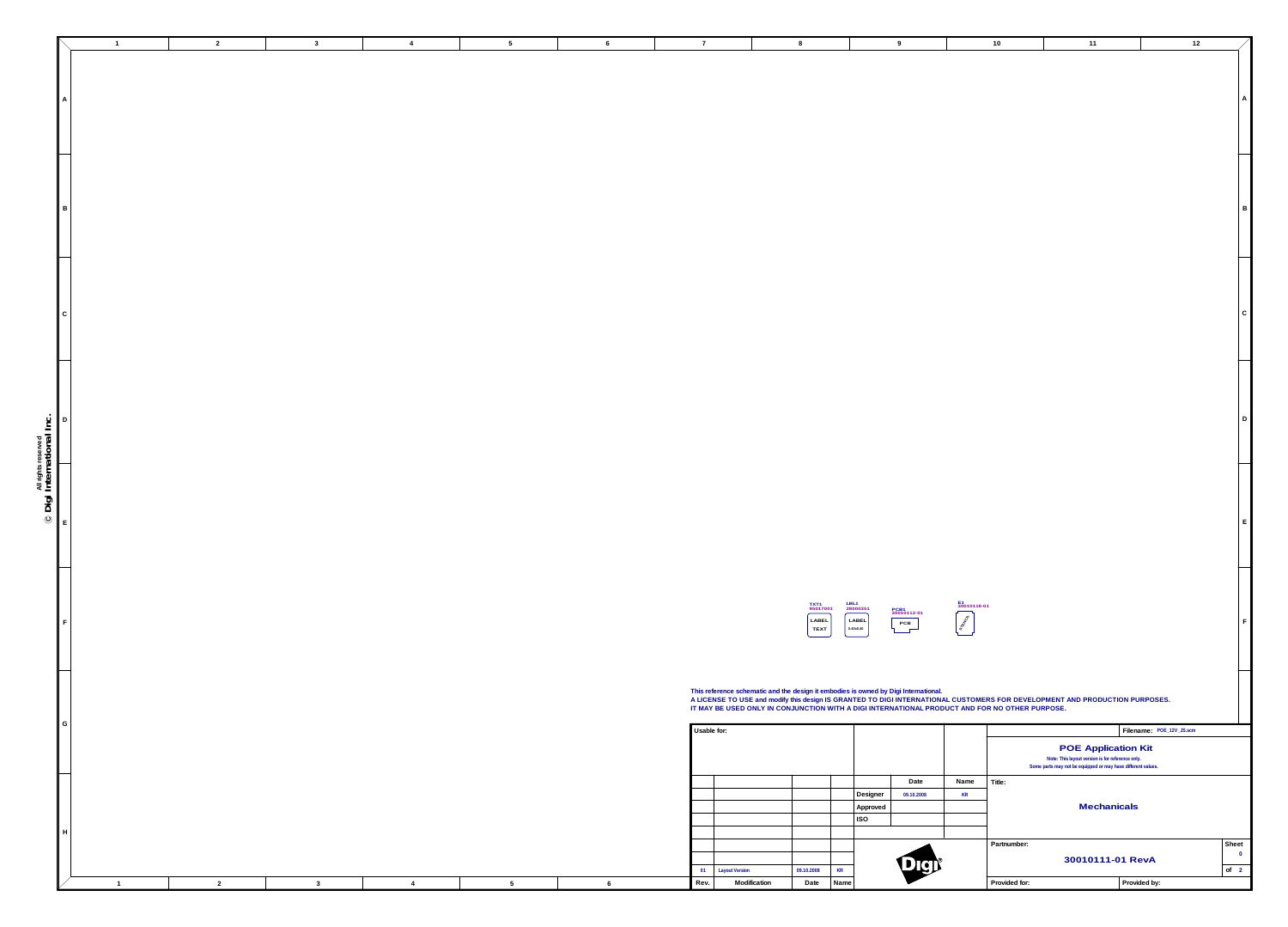© Digi International Inc.
All rights reserved

TXT1 95017001 LABEL TEXT

LBL1 20000251 LABEL

PCB1 30010112-01 PCB

E1 30010116-01

This reference schematic and the design it embodies is owned by Digi International.
A LICENSE TO USE and modify this design IS GRANTED TO DIGI INTERNATIONAL CUSTOMERS FOR DEVELOPMENT AND PRODUCTION PURPOSES.
IT MAY BE USED ONLY IN CONJUNCTION WITH A DIGI INTERNATIONAL PRODUCT AND FOR NO OTHER PURPOSE.

Usable for:

Filename: POE_12V_J5.scm

**POE Application Kit**

Note: This layout version is for reference only.
Some parts may not be equipped or may have different values.

| | Date | Name |
|---|---|---|
| Designer | 09.10.2008 | KR |
| Approved | | |
| ISO | | |

Title: **Mechanicals**

| Rev. | Modification | Date | Name |
|---|---|---|---|
| 01 | Layout Version | 09.10.2008 | KR |

Partnumber: **30010111-01 RevA**

Sheet 0 of 2

Provided for:

Provided by: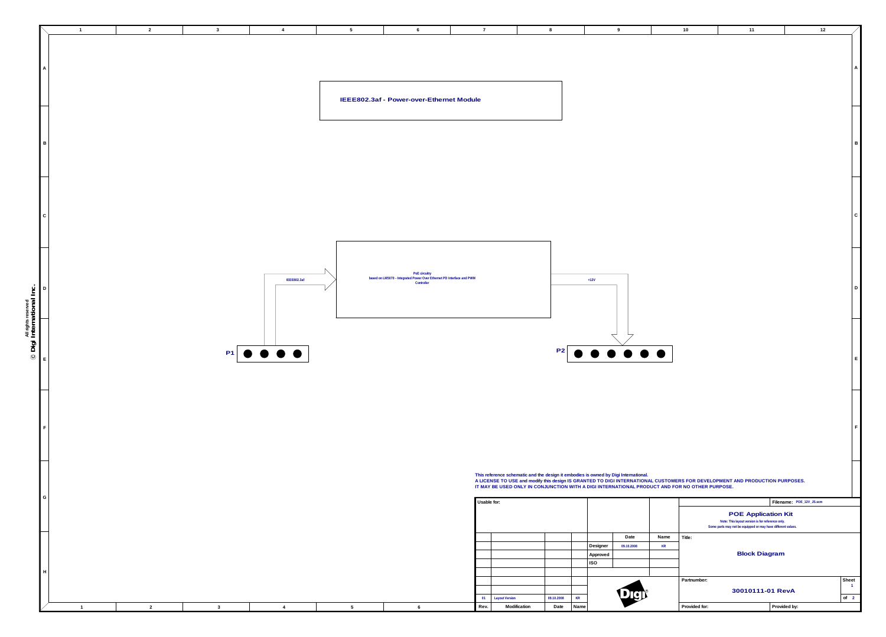# IEEE802.3af - Power-over-Ethernet Module

PoE circuitry
based on LM5070 - Integrated Power Over Ethernet PD Interface and PWM Controller

IEEE802.3af

+12V

P1

P2

© Digi International Inc.
All rights reserved

This reference schematic and the design it embodies is owned by Digi International.
A LICENSE TO USE and modify this design IS GRANTED TO DIGI INTERNATIONAL CUSTOMERS FOR DEVELOPMENT AND PRODUCTION PURPOSES.
IT MAY BE USED ONLY IN CONJUNCTION WITH A DIGI INTERNATIONAL PRODUCT AND FOR NO OTHER PURPOSE.

Usable for:

| | Date | Name |
|---|---|---|
| Designer | 09.10.2008 | KR |
| Approved | | |
| ISO | | |

| Rev. | Modification | Date | Name |
|---|---|---|---|
| 01 | Layout Version | 09.10.2008 | KR |

Filename: POE_12V_J5.scm

**POE Application Kit**

Note: This layout version is for reference only.
Some parts may not be equipped or may have different values.

Title: **Block Diagram**

Partnumber: **30010111-01 RevA**

Sheet 1 of 2

Provided for:

Provided by: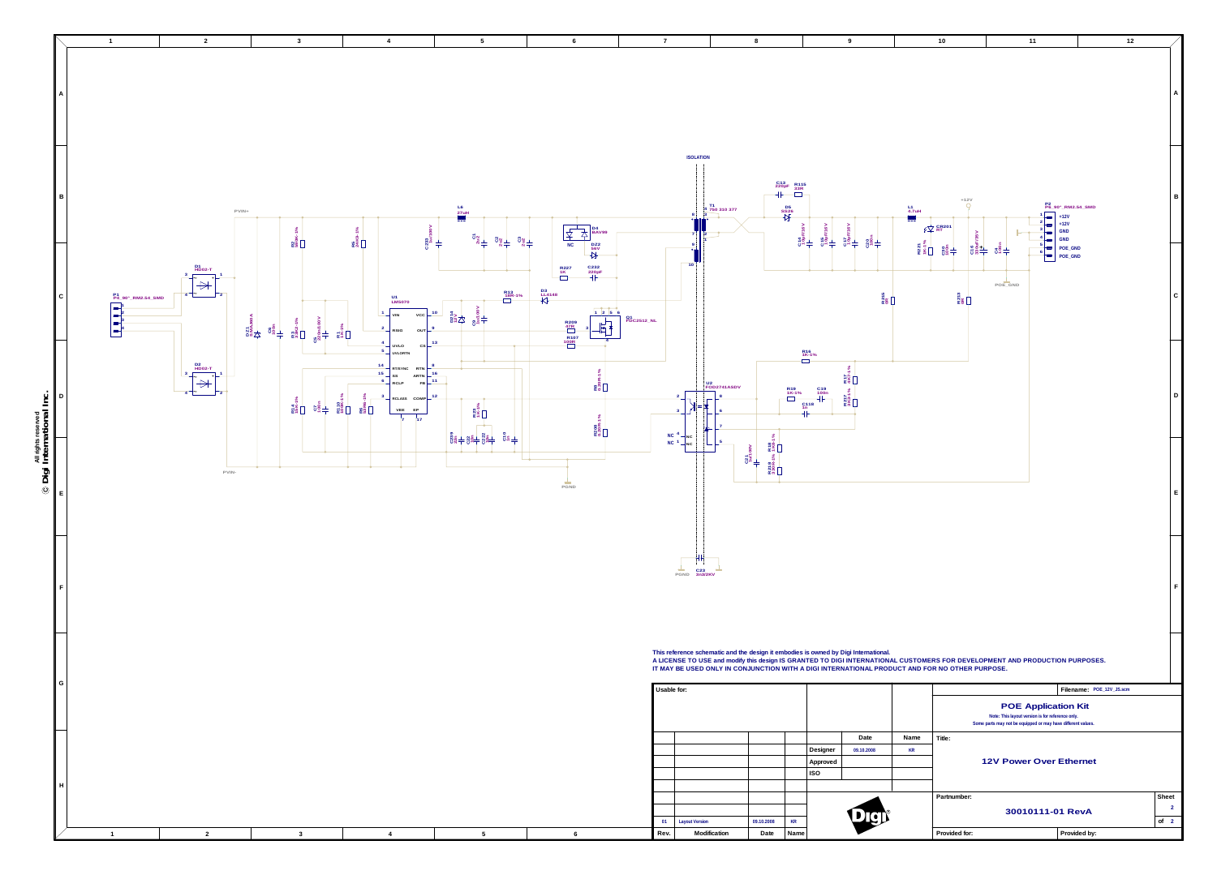This reference schematic and the design it embodies is owned by Digi International.
A LICENSE TO USE and modify this design IS GRANTED TO DIGI INTERNATIONAL CUSTOMERS FOR DEVELOPMENT AND PRODUCTION PURPOSES.
IT MAY BE USED ONLY IN CONJUNCTION WITH A DIGI INTERNATIONAL PRODUCT AND FOR NO OTHER PURPOSE.

| Usable for: | | | | | Date | Name |
|---|---|---|---|---|---|---|
| | | | | Designer | 09.10.2008 | KR |
| | | | | Approved | | |
| | | | | ISO | | |
| 01 | Layout Version | 09.10.2008 | KR | | | |
| Rev. | Modification | Date | Name | | | |

Filename: POE_12V_J5.scm

**POE Application Kit**

Note: This layout version is for reference only.
Some parts may not be equipped or may have different values.

Title:

**12V Power Over Ethernet**

Partnumber:

**30010111-01 RevA**

Sheet 2 of 2

Provided for: | Provided by:

© Digi International Inc.
All rights reserved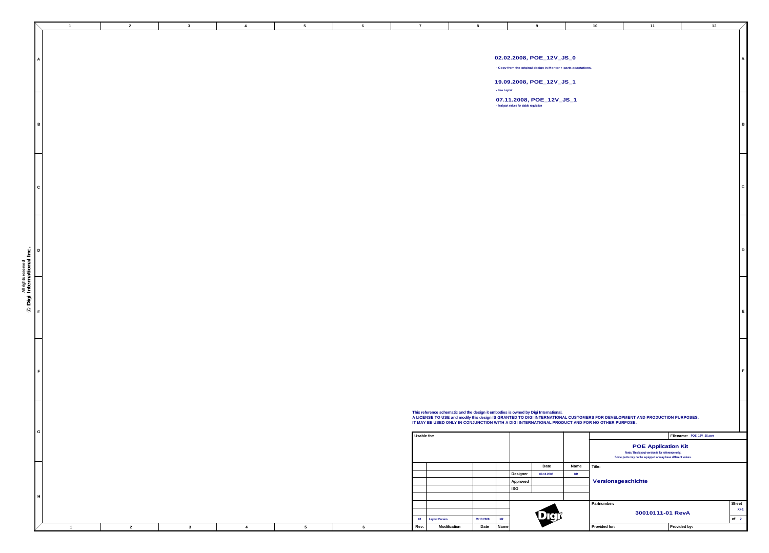**02.02.2008, POE_12V_JS_0**

- Copy from the original design in Mentor + parts adaptations.

**19.09.2008, POE_12V_JS_1**

- New Layout

**07.11.2008, POE_12V_JS_1**

- final part values for stable regulation

This reference schematic and the design it embodies is owned by Digi International.
A LICENSE TO USE and modify this design IS GRANTED TO DIGI INTERNATIONAL CUSTOMERS FOR DEVELOPMENT AND PRODUCTION PURPOSES.
IT MAY BE USED ONLY IN CONJUNCTION WITH A DIGI INTERNATIONAL PRODUCT AND FOR NO OTHER PURPOSE.

© Digi International Inc. All rights reserved

Usable for:

Filename: POE_12V_JS.scm

**POE Application Kit**

Note: This layout version is for reference only.
Some parts may not be equipped or may have different values.

| | Date | Name |
|---|---|---|
| Designer | 09.10.2008 | KR |
| Approved | | |
| ISO | | |

Title: **Versionsgeschichte**

Partnumber: **30010111-01 RevA**

Sheet X+1 of 2

| Rev. | Modification | Date | Name |
|---|---|---|---|
| 01 | Layout Version | 09.10.2008 | KR |

Provided for:

Provided by: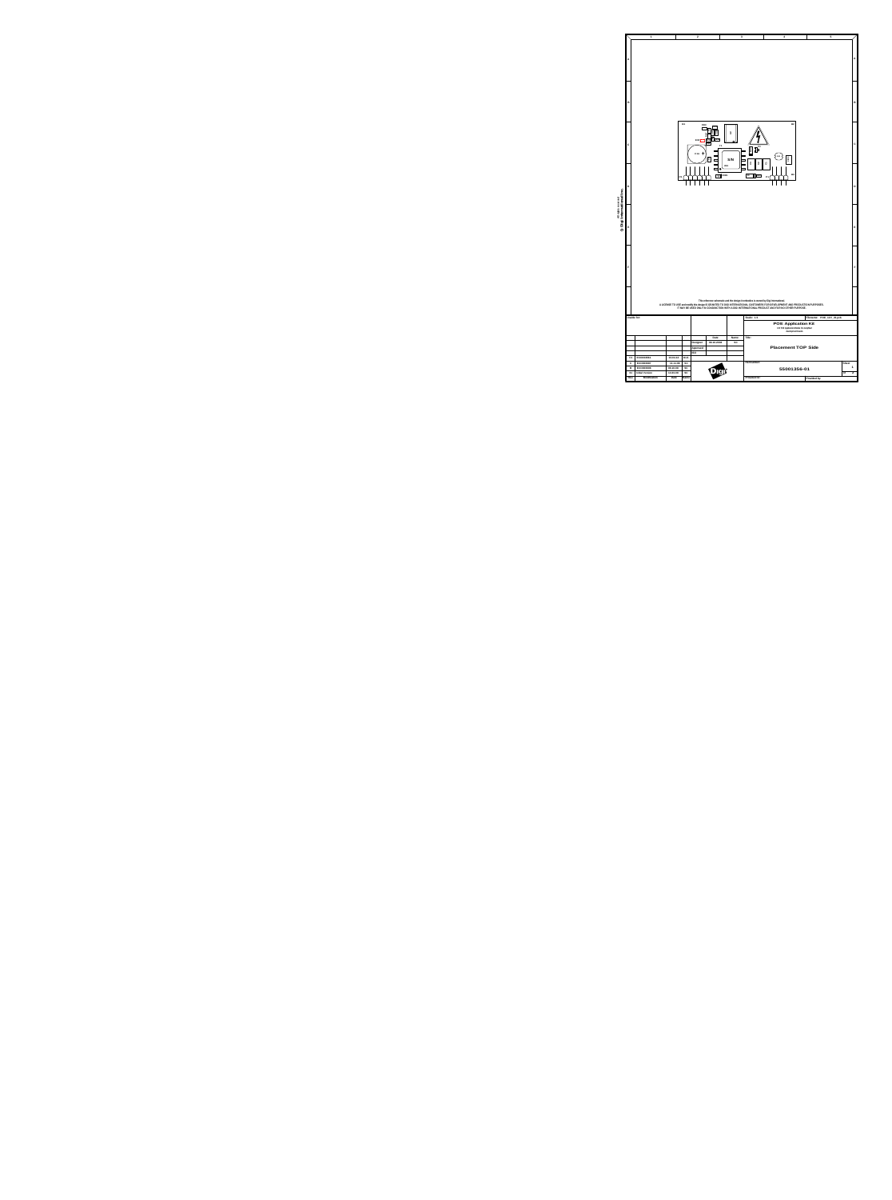This reference schematic and the design it embodies is owned by Digi International.
A LICENSE TO USE and modify this design IS GRANTED TO DIGI INTERNATIONAL CUSTOMERS FOR DEVELOPMENT AND PRODUCTION PURPOSES.
IT MAY BE USED ONLY IN CONJUNCTION WITH A DIGI INTERNATIONAL PRODUCT AND FOR NO OTHER PURPOSE.

**POE Application Kit**

**Placement TOP Side**

**55001356-01**

| Rev | Modification | Date | Name |
|---|---|---|---|
| 01 | Initial Version | | |
| B | | | |
| C | | | |
| D1 | | | |

| | Date | Name |
|---|---|---|
| Designed | | |
| Approved | | |

© Digi International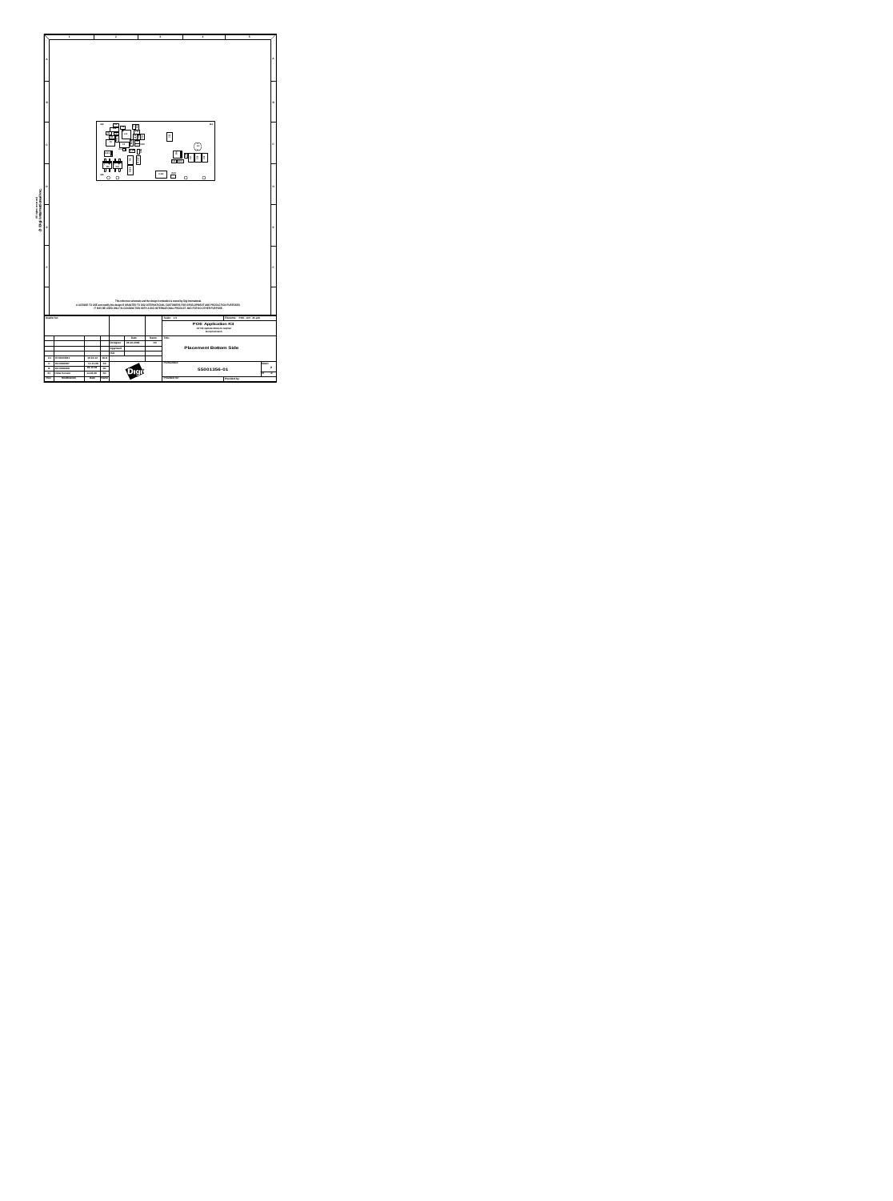This reference schematic and the design it embodies is owned by Digi International.
A LICENSE TO USE and modify the design IS GRANTED TO DIGI INTERNATIONAL CUSTOMERS FOR DEVELOPMENT AND PRODUCTION PURPOSES.
IT MAY BE USED ONLY IN CONJUNCTION WITH A DIGI INTERNATIONAL PRODUCT AND FOR NO OTHER PURPOSE.

© Digi INTERNATIONAL INC.

**POS Application Kit**

**Placement Bottom Side**

55001356-01

| Rev | Modification | Date | Name |
|---|---|---|---|
| 03 | ECO0003851 | 20.03.02 | ... |
| 02 | ECO0003087 | 11.11.01 | ... |
| 01 | ECO0002968 | 06.06.00 | ... |
| 00 | Initial Release | 11.05.00 | ... |

Designed: 04.10.1999

Scale: 1:1

Sheet: 2 of 2